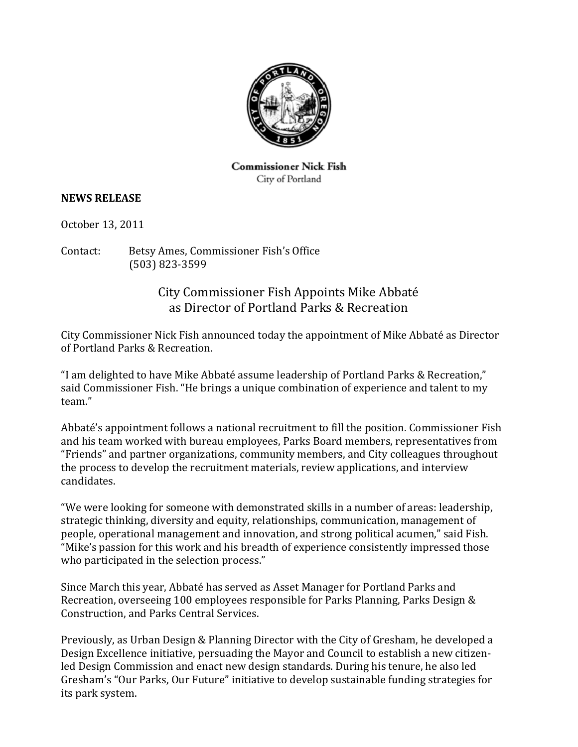**Commissioner Nick Fish**
City of Portland

**NEWS RELEASE**

October 13, 2011

Contact: Betsy Ames, Commissioner Fish's Office
(503) 823-3599

## City Commissioner Fish Appoints Mike Abbaté as Director of Portland Parks & Recreation

City Commissioner Nick Fish announced today the appointment of Mike Abbaté as Director of Portland Parks & Recreation.

"I am delighted to have Mike Abbaté assume leadership of Portland Parks & Recreation," said Commissioner Fish. "He brings a unique combination of experience and talent to my team."

Abbaté's appointment follows a national recruitment to fill the position. Commissioner Fish and his team worked with bureau employees, Parks Board members, representatives from "Friends" and partner organizations, community members, and City colleagues throughout the process to develop the recruitment materials, review applications, and interview candidates.

"We were looking for someone with demonstrated skills in a number of areas: leadership, strategic thinking, diversity and equity, relationships, communication, management of people, operational management and innovation, and strong political acumen," said Fish. "Mike's passion for this work and his breadth of experience consistently impressed those who participated in the selection process."

Since March this year, Abbaté has served as Asset Manager for Portland Parks and Recreation, overseeing 100 employees responsible for Parks Planning, Parks Design & Construction, and Parks Central Services.

Previously, as Urban Design & Planning Director with the City of Gresham, he developed a Design Excellence initiative, persuading the Mayor and Council to establish a new citizen-led Design Commission and enact new design standards. During his tenure, he also led Gresham's "Our Parks, Our Future" initiative to develop sustainable funding strategies for its park system.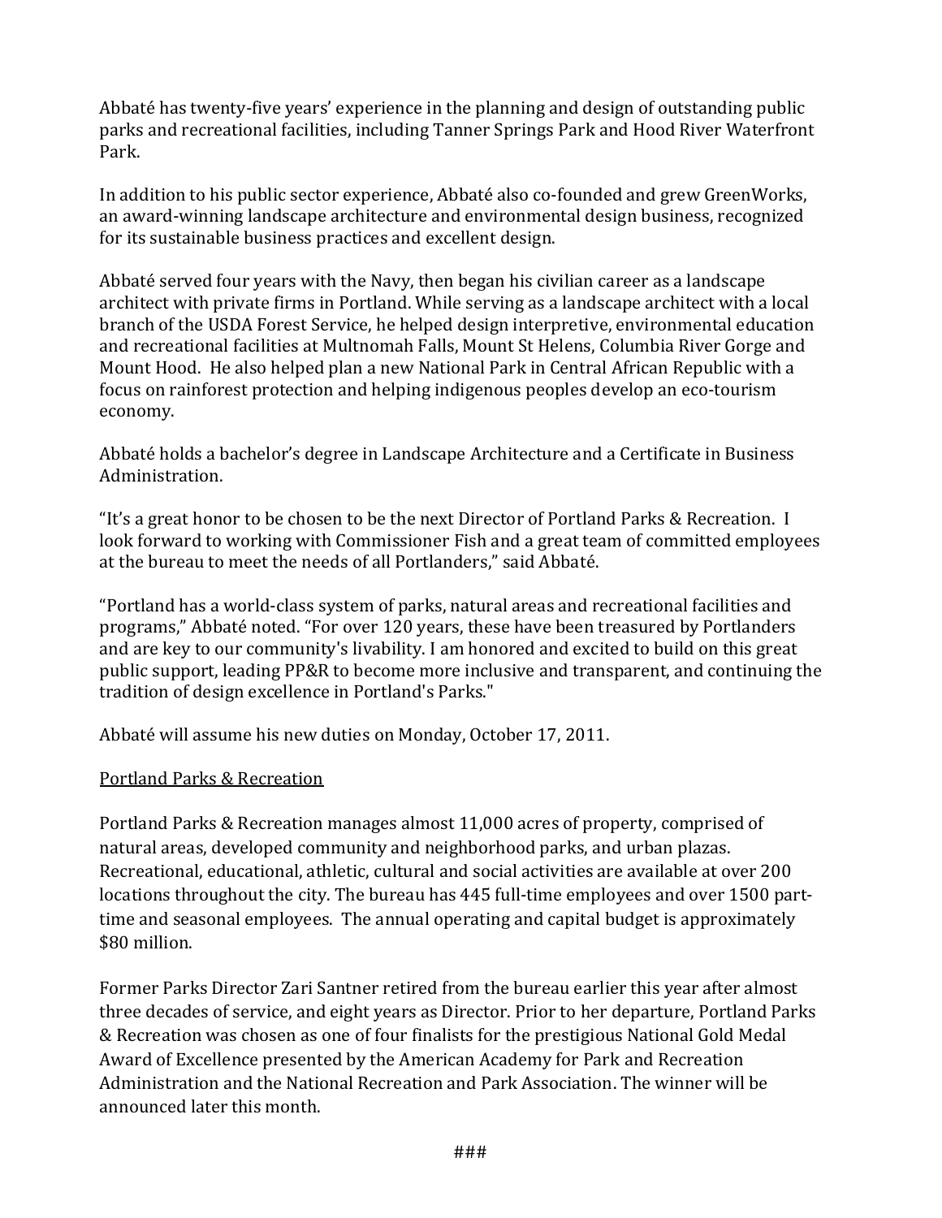Abbaté has twenty-five years' experience in the planning and design of outstanding public parks and recreational facilities, including Tanner Springs Park and Hood River Waterfront Park.

In addition to his public sector experience, Abbaté also co-founded and grew GreenWorks, an award-winning landscape architecture and environmental design business, recognized for its sustainable business practices and excellent design.

Abbaté served four years with the Navy, then began his civilian career as a landscape architect with private firms in Portland. While serving as a landscape architect with a local branch of the USDA Forest Service, he helped design interpretive, environmental education and recreational facilities at Multnomah Falls, Mount St Helens, Columbia River Gorge and Mount Hood. He also helped plan a new National Park in Central African Republic with a focus on rainforest protection and helping indigenous peoples develop an eco-tourism economy.

Abbaté holds a bachelor's degree in Landscape Architecture and a Certificate in Business Administration.

"It's a great honor to be chosen to be the next Director of Portland Parks & Recreation. I look forward to working with Commissioner Fish and a great team of committed employees at the bureau to meet the needs of all Portlanders," said Abbaté.

"Portland has a world-class system of parks, natural areas and recreational facilities and programs," Abbaté noted. "For over 120 years, these have been treasured by Portlanders and are key to our community's livability. I am honored and excited to build on this great public support, leading PP&R to become more inclusive and transparent, and continuing the tradition of design excellence in Portland's Parks."

Abbaté will assume his new duties on Monday, October 17, 2011.

<u>Portland Parks & Recreation</u>

Portland Parks & Recreation manages almost 11,000 acres of property, comprised of natural areas, developed community and neighborhood parks, and urban plazas. Recreational, educational, athletic, cultural and social activities are available at over 200 locations throughout the city. The bureau has 445 full-time employees and over 1500 part-time and seasonal employees. The annual operating and capital budget is approximately $80 million.

Former Parks Director Zari Santner retired from the bureau earlier this year after almost three decades of service, and eight years as Director. Prior to her departure, Portland Parks & Recreation was chosen as one of four finalists for the prestigious National Gold Medal Award of Excellence presented by the American Academy for Park and Recreation Administration and the National Recreation and Park Association. The winner will be announced later this month.

###